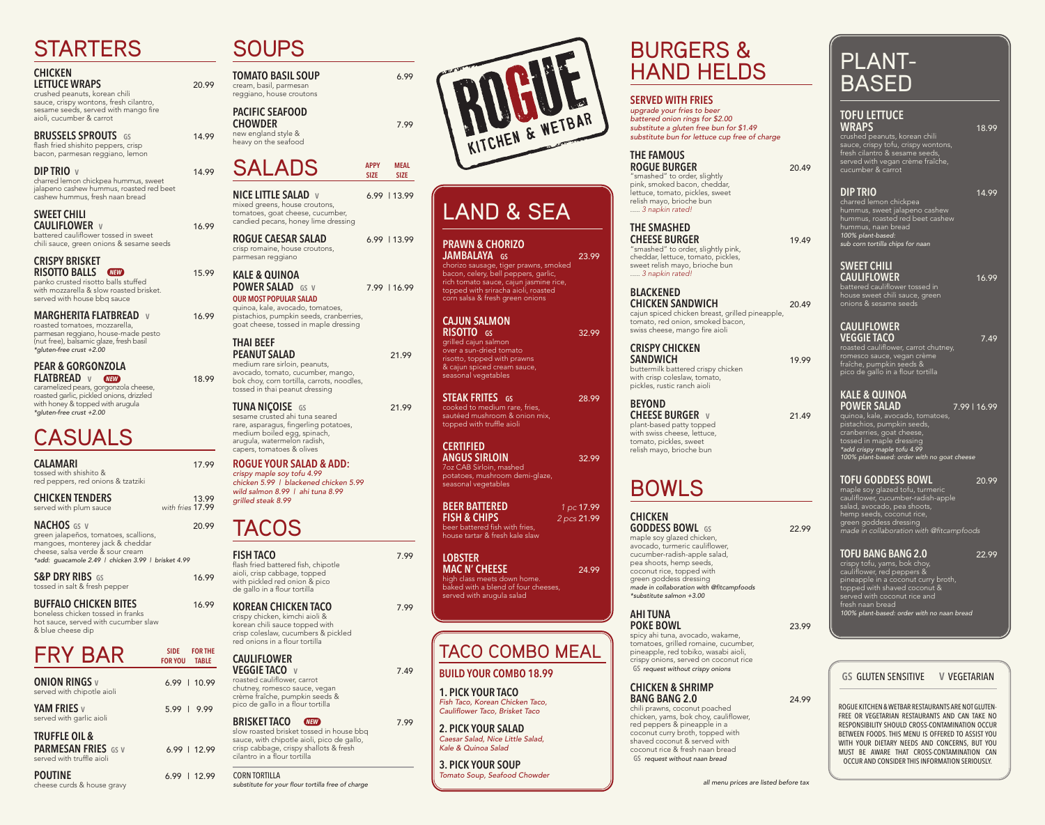## STARTERS

**CHICKEN LETTUCE WRAPS** 20.99
crushed peanuts, korean chili sauce, crispy wontons, fresh cilantro, sesame seeds, served with mango fire aioli, cucumber & carrot

**BRUSSELS SPROUTS** GS 14.99
flash fried shishito peppers, crisp bacon, parmesan reggiano, lemon

**DIP TRIO** V 14.99
charred lemon chickpea hummus, sweet jalapeno cashew hummus, roasted red beet cashew hummus, fresh naan bread

**SWEET CHILI CAULIFLOWER** V 16.99
battered cauliflower tossed in sweet chili sauce, green onions & sesame seeds

**CRISPY BRISKET RISOTTO BALLS** NEW 15.99
panko crusted risotto balls stuffed with mozzarella & slow roasted brisket. served with house bbq sauce

**MARGHERITA FLATBREAD** V 16.99
roasted tomatoes, mozzarella, parmesan reggiano, house-made pesto (nut free), balsamic glaze, fresh basil
*gluten-free crust +2.00*

**PEAR & GORGONZOLA FLATBREAD** V NEW 18.99
caramelized pears, gorgonzola cheese, roasted garlic, pickled onions, drizzled with honey & topped with arugula
*gluten-free crust +2.00*

## CASUALS

**CALAMARI** 17.99
tossed with shishito & red peppers, red onions & tzatziki

**CHICKEN TENDERS** 13.99
served with plum sauce — *with fries* 17.99

**NACHOS** GS V 20.99
green jalapeños, tomatoes, scallions, mangoes, monterey jack & cheddar cheese, salsa verde & sour cream
*add: guacamole 2.49 | chicken 3.99 | brisket 4.99

**S&P DRY RIBS** GS 16.99
tossed in salt & fresh pepper

**BUFFALO CHICKEN BITES** 16.99
boneless chicken tossed in franks hot sauce, served with cucumber slaw & blue cheese dip

## FRY BAR

| | SIDE FOR YOU | FOR THE TABLE |
|---|---|---|
| **ONION RINGS** V — served with chipotle aioli | 6.99 | 10.99 |
| **YAM FRIES** V — served with garlic aioli | 5.99 | 9.99 |
| **TRUFFLE OIL & PARMESAN FRIES** GS V — served with truffle aioli | 6.99 | 12.99 |
| **POUTINE** — cheese curds & house gravy | 6.99 | 12.99 |

## SOUPS

**TOMATO BASIL SOUP** 6.99
cream, basil, parmesan reggiano, house croutons

**PACIFIC SEAFOOD CHOWDER** 7.99
new england style & heavy on the seafood

## SALADS

| | APPY SIZE | MEAL SIZE |
|---|---|---|
| **NICE LITTLE SALAD** V — mixed greens, house croutons, tomatoes, goat cheese, cucumber, candied pecans, honey lime dressing | 6.99 | 13.99 |
| **ROGUE CAESAR SALAD** — crisp romaine, house croutons, parmesan reggiano | 6.99 | 13.99 |
| **KALE & QUINOA POWER SALAD** GS V — OUR MOST POPULAR SALAD — quinoa, kale, avocado, tomatoes, pistachios, pumpkin seeds, cranberries, goat cheese, tossed in maple dressing | 7.99 | 16.99 |

**THAI BEEF PEANUT SALAD** 21.99
medium rare sirloin, peanuts, avocado, tomato, cucumber, mango, bok choy, corn tortilla, carrots, noodles, tossed in thai peanut dressing

**TUNA NIÇOISE** GS 21.99
sesame crusted ahi tuna seared rare, asparagus, fingerling potatoes, medium boiled egg, spinach, arugula, watermelon radish, capers, tomatoes & olives

**ROGUE YOUR SALAD & ADD:**
*crispy maple soy tofu 4.99*
*chicken 5.99 | blackened chicken 5.99*
*wild salmon 8.99 | ahi tuna 8.99*
*grilled steak 8.99*

## TACOS

**FISH TACO** 7.99
flash fried battered fish, chipotle aioli, crisp cabbage, topped with pickled red onion & pico de gallo in a flour tortilla

**KOREAN CHICKEN TACO** 7.99
crispy chicken, kimchi aioli & korean chili sauce topped with crisp cabbage, cucumbers & pickled red onions in a flour tortilla

**CAULIFLOWER VEGGIE TACO** V 7.49
roasted cauliflower, carrot chutney, romesco sauce, vegan crème fraîche, pumpkin seeds & pico de gallo in a flour tortilla

**BRISKET TACO** NEW 7.99
slow roasted brisket tossed in house bbq sauce, with chipotle aioli, pico de gallo, crisp cabbage, crispy shallots & fresh cilantro in a flour tortilla

CORN TORTILLA
*substitute for your flour tortilla free of charge*

# ROGUE KITCHEN & WETBAR

## LAND & SEA

**PRAWN & CHORIZO JAMBALAYA** GS 23.99
chorizo sausage, tiger prawns, smoked bacon, celery, bell peppers, garlic, rich tomato sauce, cajun jasmine rice, topped with sriracha aioli, roasted corn salsa & fresh green onions

**CAJUN SALMON RISOTTO** GS 32.99
grilled cajun salmon over a sun-dried tomato risotto, topped with prawns & cajun spiced cream sauce, seasonal vegetables

**STEAK FRITES** GS 28.99
cooked to medium rare, fries, sautéed mushroom & onion mix, topped with truffle aioli

**CERTIFIED ANGUS SIRLOIN** 32.99
7oz CAB Sirloin, mashed potatoes, mushroom demi-glaze, seasonal vegetables

**BEER BATTERED FISH & CHIPS** *1 pc* 17.99 | *2 pcs* 21.99
beer battered fish with fries, house tartar & fresh kale slaw

**LOBSTER MAC N' CHEESE** 24.99
high class meets down home. baked with a blend of four cheeses, served with arugula salad

## TACO COMBO MEAL

**BUILD YOUR COMBO 18.99**

**1. PICK YOUR TACO**
*Fish Taco, Korean Chicken Taco, Cauliflower Taco, Brisket Taco*

**2. PICK YOUR SALAD**
*Caesar Salad, Nice Little Salad, Kale & Quinoa Salad*

**3. PICK YOUR SOUP**
*Tomato Soup, Seafood Chowder*

## BURGERS & HAND HELDS

**SERVED WITH FRIES**
*upgrade your fries to beer battered onion rings for $2.00*
*substitute a gluten free bun for $1.49*
*substitute bun for lettuce cup free of charge*

**THE FAMOUS ROGUE BURGER** 20.49
"smashed" to order, slightly pink, smoked bacon, cheddar, lettuce, tomato, pickles, sweet relish mayo, brioche bun
*..... 3 napkin rated!*

**THE SMASHED CHEESE BURGER** 19.49
"smashed" to order, slightly pink, cheddar, lettuce, tomato, pickles, sweet relish mayo, brioche bun
*..... 3 napkin rated!*

**BLACKENED CHICKEN SANDWICH** 20.49
cajun spiced chicken breast, grilled pineapple, tomato, red onion, smoked bacon, swiss cheese, mango fire aioli

**CRISPY CHICKEN SANDWICH** 19.99
buttermilk battered crispy chicken with crisp coleslaw, tomato, pickles, rustic ranch aioli

**BEYOND CHEESE BURGER** V 21.49
plant-based patty topped with swiss cheese, lettuce, tomato, pickles, sweet relish mayo, brioche bun

## BOWLS

**CHICKEN GODDESS BOWL** GS 22.99
maple soy glazed chicken, avocado, turmeric cauliflower, cucumber-radish-apple salad, pea shoots, hemp seeds, coconut rice, topped with green goddess dressing
*made in collaboration with @fitcampfoods*
*substitute salmon +3.00*

**AHI TUNA POKE BOWL** 23.99
spicy ahi tuna, avocado, wakame, tomatoes, grilled romaine, cucumber, pineapple, red tobiko, wasabi aioli, crispy onions, served on coconut rice
GS *request without crispy onions*

**CHICKEN & SHRIMP BANG BANG 2.0** 24.99
chili prawns, coconut poached chicken, yams, bok choy, cauliflower, red peppers & pineapple in a coconut curry broth, topped with shaved coconut & served with coconut rice & fresh naan bread
GS *request without naan bread*

*all menu prices are listed before tax*

## PLANT-BASED

**TOFU LETTUCE WRAPS** 18.99
crushed peanuts, korean chili sauce, crispy tofu, crispy wontons, fresh cilantro & sesame seeds, served with vegan crème fraîche, cucumber & carrot

**DIP TRIO** 14.99
charred lemon chickpea hummus, sweet jalapeno cashew hummus, roasted red beet cashew hummus, naan bread
*100% plant-based: sub corn tortilla chips for naan*

**SWEET CHILI CAULIFLOWER** 16.99
battered cauliflower tossed in house sweet chili sauce, green onions & sesame seeds

**CAULIFLOWER VEGGIE TACO** 7.49
roasted cauliflower, carrot chutney, romesco sauce, vegan crème fraîche, pumpkin seeds & pico de gallo in a flour tortilla

**KALE & QUINOA POWER SALAD** 7.99 | 16.99
quinoa, kale, avocado, tomatoes, pistachios, pumpkin seeds, cranberries, goat cheese, tossed in maple dressing
*\*add crispy maple tofu 4.99*
*100% plant-based: order with no goat cheese*

**TOFU GODDESS BOWL** 20.99
maple soy glazed tofu, turmeric cauliflower, cucumber-radish-apple salad, avocado, pea shoots, hemp seeds, coconut rice, green goddess dressing
*made in collaboration with @fitcampfoods*

**TOFU BANG BANG 2.0** 22.99
crispy tofu, yams, bok choy, cauliflower, red peppers & pineapple in a coconut curry broth, topped with shaved coconut & served with coconut rice and fresh naan bread
*100% plant-based: order with no naan bread*

**GS** GLUTEN SENSITIVE **V** VEGETARIAN

ROGUE KITCHEN & WETBAR RESTAURANTS ARE NOT GLUTEN-FREE OR VEGETARIAN RESTAURANTS AND CAN TAKE NO RESPONSIBILITY SHOULD CROSS-CONTAMINATION OCCUR BETWEEN FOODS. THIS MENU IS OFFERED TO ASSIST YOU WITH YOUR DIETARY NEEDS AND CONCERNS, BUT YOU MUST BE AWARE THAT CROSS-CONTAMINATION CAN OCCUR AND CONSIDER THIS INFORMATION SERIOUSLY.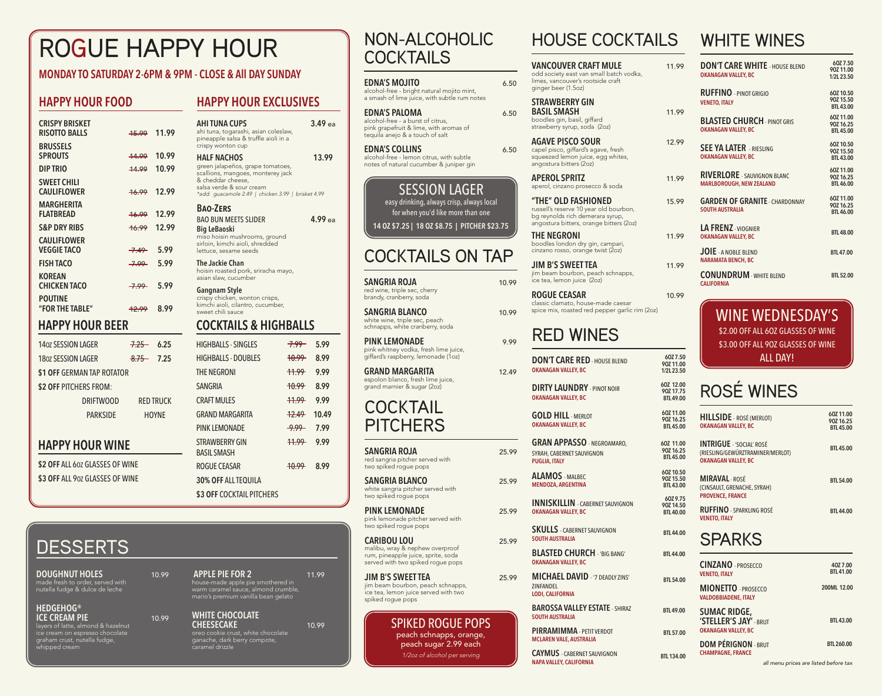# ROGUE HAPPY HOUR

**MONDAY TO SATURDAY 2-6PM & 9PM - CLOSE & All DAY SUNDAY**

## HAPPY HOUR FOOD

| | | |
|---|---|---|
| CRISPY BRISKET RISOTTO BALLS | ~~15.99~~ | 11.99 |
| BRUSSELS SPROUTS | ~~14.99~~ | 10.99 |
| DIP TRIO | ~~14.99~~ | 10.99 |
| SWEET CHILI CAULIFLOWER | ~~16.99~~ | 12.99 |
| MARGHERITA FLATBREAD | ~~16.99~~ | 12.99 |
| S&P DRY RIBS | ~~16.99~~ | 12.99 |
| CAULIFLOWER VEGGIE TACO | ~~7.49~~ | 5.99 |
| FISH TACO | ~~7.99~~ | 5.99 |
| KOREAN CHICKEN TACO | ~~7.99~~ | 5.99 |
| POUTINE "FOR THE TABLE" | ~~12.99~~ | 8.99 |

## HAPPY HOUR BEER

| | | |
|---|---|---|
| 14OZ SESSION LAGER | ~~7.25~~ | 6.25 |
| 18OZ SESSION LAGER | ~~8.75~~ | 7.25 |

**$1 OFF** GERMAN TAP ROTATOR

**$2 OFF** PITCHERS FROM:

DRIFTWOOD — RED TRUCK
PARKSIDE — HOYNE

## HAPPY HOUR WINE

**$2 OFF** ALL 6OZ GLASSES OF WINE
**$3 OFF** ALL 9OZ GLASSES OF WINE

## HAPPY HOUR EXCLUSIVES

**AHI TUNA CUPS** — 3.49 ea
ahi tuna, togarashi, asian coleslaw, pineapple salsa & truffle aioli in a crispy wonton cup

**HALF NACHOS** — 13.99
green jalapeños, grape tomatoes, scallions, mangoes, monterey jack & cheddar cheese, salsa verde & sour cream
*\*add: guacamole 2.49 | chicken 3.99 | brisket 4.99*

**BAO-ZERS**
BAO BUN MEETS SLIDER — 4.99 ea

**Big LeBaoski**
miso hoisin mushrooms, ground sirloin, kimchi aioli, shredded lettuce, sesame seeds

**The Jackie Chan**
hoisin roasted pork, sriracha mayo, asian slaw, cucumber

**Gangnam Style**
crispy chicken, wonton crisps, kimchi aioli, cilantro, cucumber, sweet chili sauce

## COCKTAILS & HIGHBALLS

| | | |
|---|---|---|
| HIGHBALLS - SINGLES | ~~7.99~~ | 5.99 |
| HIGHBALLS - DOUBLES | ~~10.99~~ | 8.99 |
| THE NEGRONI | ~~11.99~~ | 9.99 |
| SANGRIA | ~~10.99~~ | 8.99 |
| CRAFT MULES | ~~11.99~~ | 9.99 |
| GRAND MARGARITA | ~~12.49~~ | 10.49 |
| PINK LEMONADE | ~~9.99~~ | 7.99 |
| STRAWBERRY GIN BASIL SMASH | ~~11.99~~ | 9.99 |
| ROGUE CEASAR | ~~10.99~~ | 8.99 |

**30% OFF** ALL TEQUILA
**$3 OFF** COCKTAIL PITCHERS

# DESSERTS

**DOUGHNUT HOLES** — 10.99
made fresh to order, served with nutella fudge & dulce de leche

**HEDGEHOG® ICE CREAM PIE** — 10.99
layers of latte, almond & hazelnut ice cream on espresso chocolate graham crust, nutella fudge, whipped cream

**APPLE PIE FOR 2** — 11.99
house-made apple pie smothered in warm caramel sauce, almond crumble, mario's premium vanilla bean gelato

**WHITE CHOCOLATE CHEESECAKE** — 10.99
oreo cookie crust, white chocolate ganache, dark berry compote, caramel drizzle

# NON-ALCOHOLIC COCKTAILS

**EDNA'S MOJITO** — 6.50
alcohol-free - bright natural mojito mint, a smash of lime juice, with subtle rum notes

**EDNA'S PALOMA** — 6.50
alcohol-free - a burst of citrus, pink grapefruit & lime, with aromas of tequila anejo & a touch of salt

**EDNA'S COLLINS** — 6.50
alcohol-free - lemon citrus, with subtle notes of natural cucumber & juniper gin

## SESSION LAGER

easy drinking, always crisp, always local for when you'd like more than one

**14 OZ $7.25 | 18 OZ $8.75 | PITCHER $23.75**

# COCKTAILS ON TAP

**SANGRIA ROJA** — 10.99
red wine, triple sec, cherry brandy, cranberry, soda

**SANGRIA BLANCO** — 10.99
white wine, triple sec, peach schnapps, white cranberry, soda

**PINK LEMONADE** — 9.99
pink whitney vodka, fresh lime juice, giffard's raspberry, lemonade (1oz)

**GRAND MARGARITA** — 12.49
espolon blanco, fresh lime juice, grand marnier & sugar (2oz)

# COCKTAIL PITCHERS

**SANGRIA ROJA** — 25.99
red sangria pitcher served with two spiked rogue pops

**SANGRIA BLANCO** — 25.99
white sangria pitcher served with two spiked rogue pops

**PINK LEMONADE** — 25.99
pink lemonade pitcher served with two spiked rogue pops

**CARIBOU LOU** — 25.99
malibu, wray & nephew overproof rum, pineapple juice, sprite, soda served with two spiked rogue pops

**JIM B'S SWEET TEA** — 25.99
jim beam bourbon, peach schnapps, ice tea, lemon juice served with two spiked rogue pops

## SPIKED ROGUE POPS

peach schnapps, orange, peach sugar 2.99 each
*1/2oz of alcohol per serving*

# HOUSE COCKTAILS

**VANCOUVER CRAFT MULE** — 11.99
odd society east van small batch vodka, limes, vancouver's rootside craft ginger beer (1.5oz)

**STRAWBERRY GIN BASIL SMASH** — 11.99
boodles gin, basil, giffard strawberry syrup, soda (2oz)

**AGAVE PISCO SOUR** — 12.99
capel pisco, giffard's agave, fresh squeezed lemon juice, egg whites, angostura bitters (2oz)

**APEROL SPRITZ** — 11.99
aperol, cinzano prosecco & soda

**"THE" OLD FASHIONED** — 15.99
russell's reserve 10 year old bourbon, bg reynolds rich demerara syrup, angostura bitters, orange bitters (2oz)

**THE NEGRONI** — 11.99
boodles london dry gin, campari, cinzano rosso, orange twist (2oz)

**JIM B'S SWEET TEA** — 11.99
jim beam bourbon, peach schnapps, ice tea, lemon juice (2oz)

**ROGUE CEASAR** — 10.99
classic clamato, house-made caesar spice mix, roasted red pepper garlic rim (2oz)

# RED WINES

| | |
|---|---|
| **DON'T CARE RED** - HOUSE BLEND<br>OKANAGAN VALLEY, BC | 6OZ 7.50<br>9OZ 11.00<br>1/2L 23.50 |
| **DIRTY LAUNDRY** - PINOT NOIR<br>OKANAGAN VALLEY, BC | 6OZ 12.00<br>9OZ 17.75<br>BTL 49.00 |
| **GOLD HILL** - MERLOT<br>OKANAGAN VALLEY, BC | 6OZ 11.00<br>9OZ 16.25<br>BTL 45.00 |
| **GRAN APPASSO** - NEGROAMARO, SYRAH, CABERNET SAUVIGNON<br>PUGLIA, ITALY | 6OZ 11.00<br>9OZ 16.25<br>BTL 45.00 |
| **ALAMOS** - MALBEC<br>MENDOZA, ARGENTINA | 6OZ 10.50<br>9OZ 15.50<br>BTL 43.00 |
| **INNISKILLIN** - CABERNET SAUVIGNON<br>OKANAGAN VALLEY, BC | 6OZ 9.75<br>9OZ 14.50<br>BTL 40.00 |
| **SKULLS** - CABERNET SAUVIGNON<br>SOUTH AUSTRALIA | BTL 44.00 |
| **BLASTED CHURCH** - 'BIG BANG'<br>OKANAGAN VALLEY, BC | BTL 44.00 |
| **MICHAEL DAVID** - '7 DEADLY ZINS' ZINFANDEL<br>LODI, CALIFORNIA | BTL 54.00 |
| **BAROSSA VALLEY ESTATE** - SHIRAZ<br>SOUTH AUSTRALIA | BTL 49.00 |
| **PIRRAMIMMA** - PETIT VERDOT<br>MCLAREN VALE, AUSTRALIA | BTL 57.00 |
| **CAYMUS** - CABERNET SAUVIGNON<br>NAPA VALLEY, CALIFORNIA | BTL 134.00 |

# WHITE WINES

| | |
|---|---|
| **DON'T CARE WHITE** - HOUSE BLEND<br>OKANAGAN VALLEY, BC | 6OZ 7.50<br>9OZ 11.00<br>1/2L 23.50 |
| **RUFFINO** - PINOT GRIGIO<br>VENETO, ITALY | 6OZ 10.50<br>9OZ 15.50<br>BTL 43.00 |
| **BLASTED CHURCH** - PINOT GRIS<br>OKANAGAN VALLEY, BC | 6OZ 11.00<br>9OZ 16.25<br>BTL 45.00 |
| **SEE YA LATER** - RIESLING<br>OKANAGAN VALLEY, BC | 6OZ 10.50<br>9OZ 15.50<br>BTL 43.00 |
| **RIVERLORE** - SAUVIGNON BLANC<br>MARLBOROUGH, NEW ZEALAND | 6OZ 11.00<br>9OZ 16.25<br>BTL 46.00 |
| **GARDEN OF GRANITE** - CHARDONNAY<br>SOUTH AUSTRALIA | 6OZ 11.00<br>9OZ 16.25<br>BTL 46.00 |
| **LA FRENZ** - VIOGNIER<br>OKANAGAN VALLEY, BC | BTL 48.00 |
| **JOIE** - A NOBLE BLEND<br>NARAMATA BENCH, BC | BTL 47.00 |
| **CONUNDRUM** - WHITE BLEND<br>CALIFORNIA | BTL 52.00 |

## WINE WEDNESDAY'S

$2.00 OFF ALL 6OZ GLASSES OF WINE
$3.00 OFF ALL 9OZ GLASSES OF WINE
ALL DAY!

# ROSÉ WINES

| | |
|---|---|
| **HILLSIDE** - ROSÉ (MERLOT)<br>OKANAGAN VALLEY, BC | 6OZ 11.00<br>9OZ 16.25<br>BTL 45.00 |
| **INTRIGUE** - 'SOCIAL' ROSÉ (RIESLING/GEWÜRZTRAMINER/MERLOT)<br>OKANAGAN VALLEY, BC | BTL 45.00 |
| **MIRAVAL** - ROSÉ (CINSAULT, GRENACHE, SYRAH)<br>PROVENCE, FRANCE | BTL 54.00 |
| **RUFFINO** - SPARKLING ROSÉ<br>VENETO, ITALY | BTL 44.00 |

# SPARKS

| | |
|---|---|
| **CINZANO** - PROSECCO<br>VENETO, ITALY | 4OZ 7.00<br>BTL 41.00 |
| **MIONETTO** - PROSECCO<br>VALDOBBIADENE, ITALY | 200ML 12.00 |
| **SUMAC RIDGE, 'STELLER'S JAY'** - BRUT<br>OKANAGAN VALLEY, BC | BTL 43.00 |
| **DOM PÉRIGNON** - BRUT<br>CHAMPAGNE, FRANCE | BTL 260.00 |

*all menu prices are listed before tax*